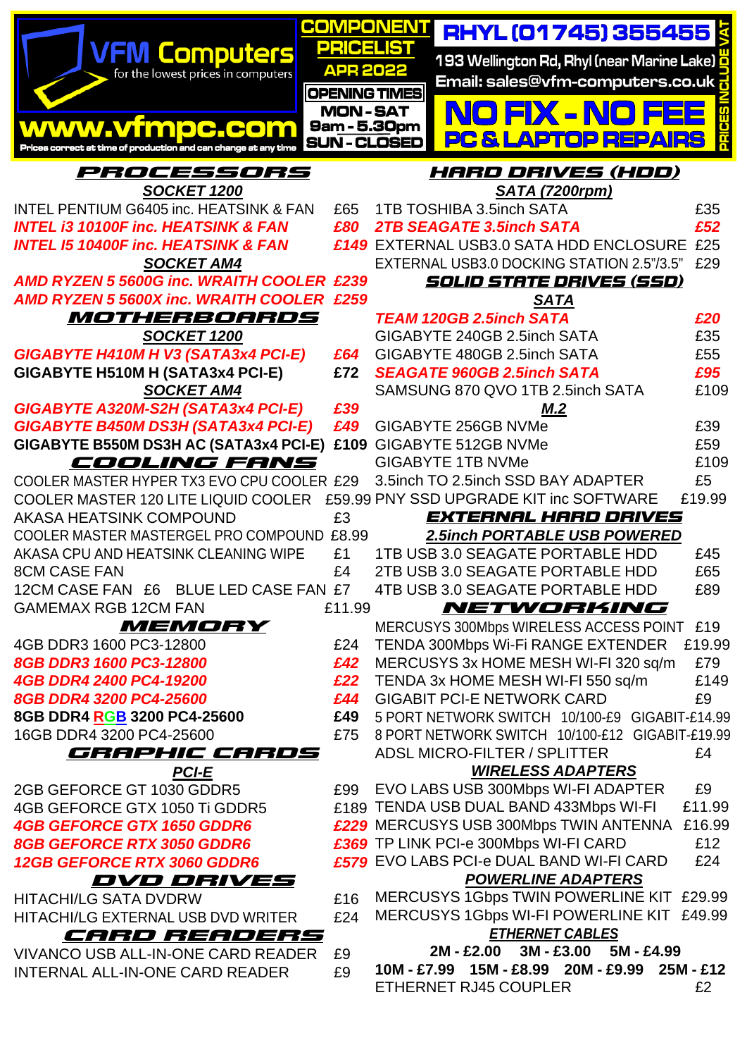# VFM Computers

for the lowest prices in computers

**www.vfmpc.com**

Prices correct at time of production and can change at any time

**COMPONENT PRICELIST APR 2022**

**OPENING TIMES**
MON - SAT
9am - 5.30pm
SUN - CLOSED

**RHYL (01745) 355455**

193 Wellington Rd, Rhyl (near Marine Lake)
Email: sales@vfm-computers.co.uk

**NO FIX - NO FEE**
**PC & LAPTOP REPAIRS**

PRICES INCLUDE VAT

## PROCESSORS

### SOCKET 1200

| | |
|---|---|
| INTEL PENTIUM G6405 inc. HEATSINK & FAN | £65 |
| ***INTEL i3 10100F inc. HEATSINK & FAN*** | ***£80*** |
| ***INTEL I5 10400F inc. HEATSINK & FAN*** | ***£149*** |

### SOCKET AM4

| | |
|---|---|
| ***AMD RYZEN 5 5600G inc. WRAITH COOLER*** | ***£239*** |
| ***AMD RYZEN 5 5600X inc. WRAITH COOLER*** | ***£259*** |

## MOTHERBOARDS

### SOCKET 1200

| | |
|---|---|
| ***GIGABYTE H410M H V3 (SATA3x4 PCI-E)*** | ***£64*** |
| **GIGABYTE H510M H (SATA3x4 PCI-E)** | **£72** |

### SOCKET AM4

| | |
|---|---|
| ***GIGABYTE A320M-S2H (SATA3x4 PCI-E)*** | ***£39*** |
| ***GIGABYTE B450M DS3H (SATA3x4 PCI-E)*** | ***£49*** |
| **GIGABYTE B550M DS3H AC (SATA3x4 PCI-E)** | **£109** |

## COOLING FANS

| | |
|---|---|
| COOLER MASTER HYPER TX3 EVO CPU COOLER | £29 |
| COOLER MASTER 120 LITE LIQUID COOLER | £59.99 |
| AKASA HEATSINK COMPOUND | £3 |
| COOLER MASTER MASTERGEL PRO COMPOUND | £8.99 |
| AKASA CPU AND HEATSINK CLEANING WIPE | £1 |
| 8CM CASE FAN | £4 |
| 12CM CASE FAN £6 BLUE LED CASE FAN | £7 |
| GAMEMAX RGB 12CM FAN | £11.99 |

## MEMORY

| | |
|---|---|
| 4GB DDR3 1600 PC3-12800 | £24 |
| ***8GB DDR3 1600 PC3-12800*** | ***£42*** |
| ***4GB DDR4 2400 PC4-19200*** | ***£22*** |
| ***8GB DDR4 3200 PC4-25600*** | ***£44*** |
| **8GB DDR4 RGB 3200 PC4-25600** | **£49** |
| 16GB DDR4 3200 PC4-25600 | £75 |

## GRAPHIC CARDS

### PCI-E

| | |
|---|---|
| 2GB GEFORCE GT 1030 GDDR5 | £99 |
| 4GB GEFORCE GTX 1050 Ti GDDR5 | £189 |
| ***4GB GEFORCE GTX 1650 GDDR6*** | ***£229*** |
| ***8GB GEFORCE RTX 3050 GDDR6*** | ***£369*** |
| ***12GB GEFORCE RTX 3060 GDDR6*** | ***£579*** |

## DVD DRIVES

| | |
|---|---|
| HITACHI/LG SATA DVDRW | £16 |
| HITACHI/LG EXTERNAL USB DVD WRITER | £24 |

## CARD READERS

| | |
|---|---|
| VIVANCO USB ALL-IN-ONE CARD READER | £9 |
| INTERNAL ALL-IN-ONE CARD READER | £9 |

## HARD DRIVES (HDD)

### SATA (7200rpm)

| | |
|---|---|
| 1TB TOSHIBA 3.5inch SATA | £35 |
| ***2TB SEAGATE 3.5inch SATA*** | ***£52*** |
| EXTERNAL USB3.0 SATA HDD ENCLOSURE | £25 |
| EXTERNAL USB3.0 DOCKING STATION 2.5"/3.5" | £29 |

## SOLID STATE DRIVES (SSD)

### SATA

| | |
|---|---|
| ***TEAM 120GB 2.5inch SATA*** | ***£20*** |
| GIGABYTE 240GB 2.5inch SATA | £35 |
| GIGABYTE 480GB 2.5inch SATA | £55 |
| ***SEAGATE 960GB 2.5inch SATA*** | ***£95*** |
| SAMSUNG 870 QVO 1TB 2.5inch SATA | £109 |

### M.2

| | |
|---|---|
| GIGABYTE 256GB NVMe | £39 |
| GIGABYTE 512GB NVMe | £59 |
| GIGABYTE 1TB NVMe | £109 |
| 3.5inch TO 2.5inch SSD BAY ADAPTER | £5 |
| PNY SSD UPGRADE KIT inc SOFTWARE | £19.99 |

## EXTERNAL HARD DRIVES

### 2.5inch PORTABLE USB POWERED

| | |
|---|---|
| 1TB USB 3.0 SEAGATE PORTABLE HDD | £45 |
| 2TB USB 3.0 SEAGATE PORTABLE HDD | £65 |
| 4TB USB 3.0 SEAGATE PORTABLE HDD | £89 |

## NETWORKING

| | |
|---|---|
| MERCUSYS 300Mbps WIRELESS ACCESS POINT | £19 |
| TENDA 300Mbps Wi-Fi RANGE EXTENDER | £19.99 |
| MERCUSYS 3x HOME MESH WI-FI 320 sq/m | £79 |
| TENDA 3x HOME MESH WI-FI 550 sq/m | £149 |
| GIGABIT PCI-E NETWORK CARD | £9 |
| 5 PORT NETWORK SWITCH 10/100-£9 GIGABIT | £14.99 |
| 8 PORT NETWORK SWITCH 10/100-£12 GIGABIT | £19.99 |
| ADSL MICRO-FILTER / SPLITTER | £4 |

### WIRELESS ADAPTERS

| | |
|---|---|
| EVO LABS USB 300Mbps WI-FI ADAPTER | £9 |
| TENDA USB DUAL BAND 433Mbps WI-FI | £11.99 |
| MERCUSYS USB 300Mbps TWIN ANTENNA | £16.99 |
| TP LINK PCI-e 300Mbps WI-FI CARD | £12 |
| EVO LABS PCI-e DUAL BAND WI-FI CARD | £24 |

### POWERLINE ADAPTERS

| | |
|---|---|
| MERCUSYS 1Gbps TWIN POWERLINE KIT | £29.99 |
| MERCUSYS 1Gbps WI-FI POWERLINE KIT | £49.99 |

### ETHERNET CABLES

**2M - £2.00 3M - £3.00 5M - £4.99**

**10M - £7.99 15M - £8.99 20M - £9.99 25M - £12**

| | |
|---|---|
| ETHERNET RJ45 COUPLER | £2 |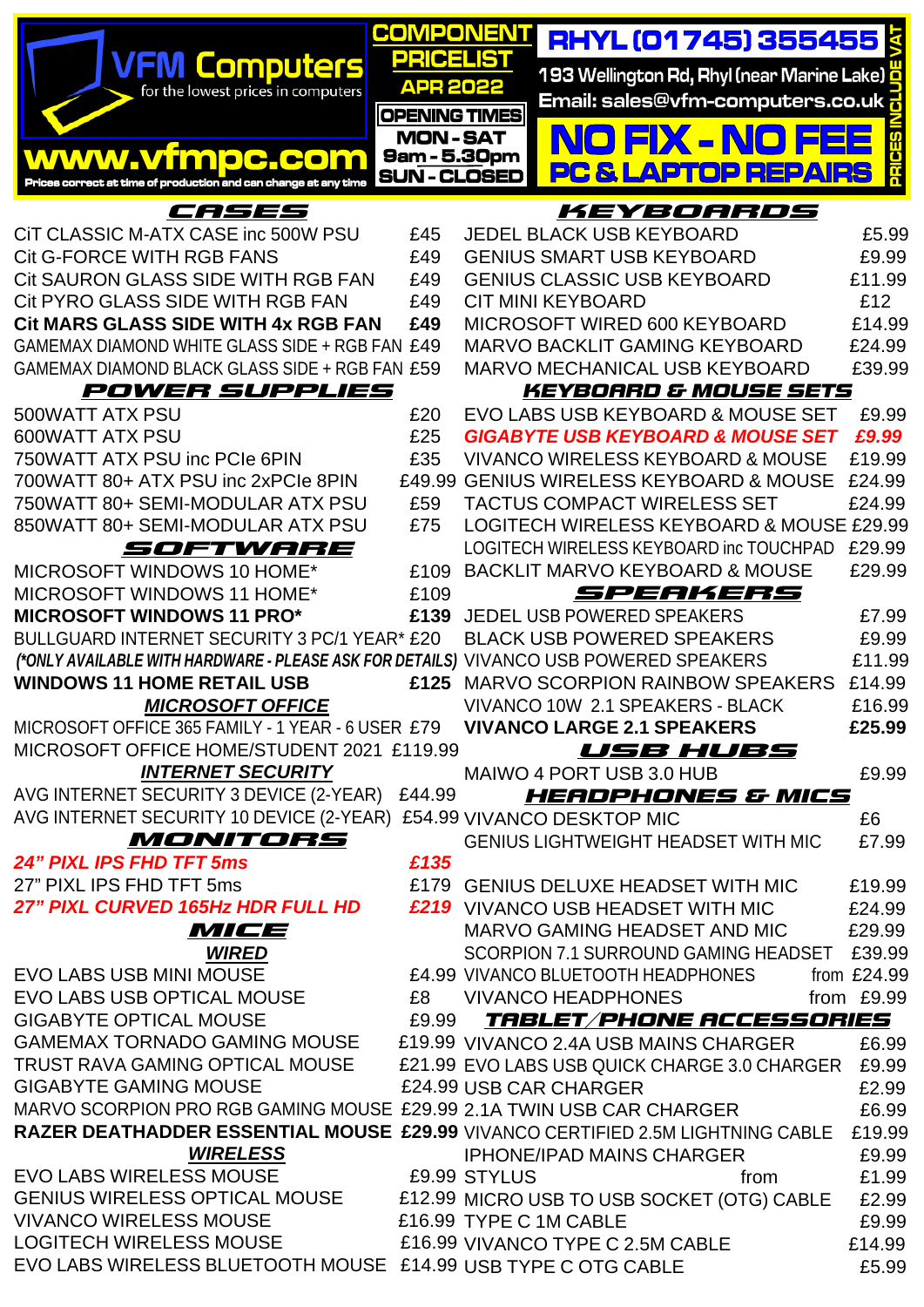# VFM Computers

for the lowest prices in computers

**www.vfmpc.com**

Prices correct at time of production and can change at any time

**COMPONENT PRICELIST APR 2022**

**OPENING TIMES**
MON - SAT
9am - 5.30pm
SUN - CLOSED

**RHYL (01745) 355455**

193 Wellington Rd, Rhyl (near Marine Lake)
Email: sales@vfm-computers.co.uk

**NO FIX - NO FEE**
**PC & LAPTOP REPAIRS**

PRICES INCLUDE VAT

## CASES

| | |
|---|---|
| CiT CLASSIC M-ATX CASE inc 500W PSU | £45 |
| Cit G-FORCE WITH RGB FANS | £49 |
| Cit SAURON GLASS SIDE WITH RGB FAN | £49 |
| Cit PYRO GLASS SIDE WITH RGB FAN | £49 |
| **Cit MARS GLASS SIDE WITH 4x RGB FAN** | **£49** |
| GAMEMAX DIAMOND WHITE GLASS SIDE + RGB FAN | £49 |
| GAMEMAX DIAMOND BLACK GLASS SIDE + RGB FAN | £59 |

## POWER SUPPLIES

| | |
|---|---|
| 500WATT ATX PSU | £20 |
| 600WATT ATX PSU | £25 |
| 750WATT ATX PSU inc PCIe 6PIN | £35 |
| 700WATT 80+ ATX PSU inc 2xPCIe 8PIN | £49.99 |
| 750WATT 80+ SEMI-MODULAR ATX PSU | £59 |
| 850WATT 80+ SEMI-MODULAR ATX PSU | £75 |

## SOFTWARE

| | |
|---|---|
| MICROSOFT WINDOWS 10 HOME* | £109 |
| MICROSOFT WINDOWS 11 HOME* | £109 |
| **MICROSOFT WINDOWS 11 PRO*** | **£139** |
| BULLGUARD INTERNET SECURITY 3 PC/1 YEAR* | £20 |
| ***(*ONLY AVAILABLE WITH HARDWARE - PLEASE ASK FOR DETAILS)*** | |
| **WINDOWS 11 HOME RETAIL USB** | **£125** |

### MICROSOFT OFFICE

| | |
|---|---|
| MICROSOFT OFFICE 365 FAMILY - 1 YEAR - 6 USER | £79 |
| MICROSOFT OFFICE HOME/STUDENT 2021 | £119.99 |

### INTERNET SECURITY

| | |
|---|---|
| AVG INTERNET SECURITY 3 DEVICE (2-YEAR) | £44.99 |
| AVG INTERNET SECURITY 10 DEVICE (2-YEAR) | £54.99 |

## MONITORS

| | |
|---|---|
| ***24" PIXL IPS FHD TFT 5ms*** | ***£135*** |
| 27" PIXL IPS FHD TFT 5ms | £179 |
| ***27" PIXL CURVED 165Hz HDR FULL HD*** | ***£219*** |

## MICE

### WIRED

| | |
|---|---|
| EVO LABS USB MINI MOUSE | £4.99 |
| EVO LABS USB OPTICAL MOUSE | £8 |
| GIGABYTE OPTICAL MOUSE | £9.99 |
| GAMEMAX TORNADO GAMING MOUSE | £19.99 |
| TRUST RAVA GAMING OPTICAL MOUSE | £21.99 |
| GIGABYTE GAMING MOUSE | £24.99 |
| MARVO SCORPION PRO RGB GAMING MOUSE | £29.99 |
| **RAZER DEATHADDER ESSENTIAL MOUSE** | **£29.99** |

### WIRELESS

| | |
|---|---|
| EVO LABS WIRELESS MOUSE | £9.99 |
| GENIUS WIRELESS OPTICAL MOUSE | £12.99 |
| VIVANCO WIRELESS MOUSE | £16.99 |
| LOGITECH WIRELESS MOUSE | £16.99 |
| EVO LABS WIRELESS BLUETOOTH MOUSE | £14.99 |

## KEYBOARDS

| | |
|---|---|
| JEDEL BLACK USB KEYBOARD | £5.99 |
| GENIUS SMART USB KEYBOARD | £9.99 |
| GENIUS CLASSIC USB KEYBOARD | £11.99 |
| CIT MINI KEYBOARD | £12 |
| MICROSOFT WIRED 600 KEYBOARD | £14.99 |
| MARVO BACKLIT GAMING KEYBOARD | £24.99 |
| MARVO MECHANICAL USB KEYBOARD | £39.99 |

## KEYBOARD & MOUSE SETS

| | |
|---|---|
| EVO LABS USB KEYBOARD & MOUSE SET | £9.99 |
| ***GIGABYTE USB KEYBOARD & MOUSE SET*** | ***£9.99*** |
| VIVANCO WIRELESS KEYBOARD & MOUSE | £19.99 |
| GENIUS WIRELESS KEYBOARD & MOUSE | £24.99 |
| TACTUS COMPACT WIRELESS SET | £24.99 |
| LOGITECH WIRELESS KEYBOARD & MOUSE | £29.99 |
| LOGITECH WIRELESS KEYBOARD inc TOUCHPAD | £29.99 |
| BACKLIT MARVO KEYBOARD & MOUSE | £29.99 |

## SPEAKERS

| | |
|---|---|
| JEDEL USB POWERED SPEAKERS | £7.99 |
| BLACK USB POWERED SPEAKERS | £9.99 |
| VIVANCO USB POWERED SPEAKERS | £11.99 |
| MARVO SCORPION RAINBOW SPEAKERS | £14.99 |
| VIVANCO 10W 2.1 SPEAKERS - BLACK | £16.99 |
| **VIVANCO LARGE 2.1 SPEAKERS** | **£25.99** |

## USB HUBS

| | |
|---|---|
| MAIWO 4 PORT USB 3.0 HUB | £9.99 |

## HEADPHONES & MICS

| | |
|---|---|
| VIVANCO DESKTOP MIC | £6 |
| GENIUS LIGHTWEIGHT HEADSET WITH MIC | £7.99 |
| GENIUS DELUXE HEADSET WITH MIC | £19.99 |
| VIVANCO USB HEADSET WITH MIC | £24.99 |
| MARVO GAMING HEADSET AND MIC | £29.99 |
| SCORPION 7.1 SURROUND GAMING HEADSET | £39.99 |
| VIVANCO BLUETOOTH HEADPHONES | from £24.99 |
| VIVANCO HEADPHONES | from £9.99 |

## TABLET/PHONE ACCESSORIES

| | |
|---|---|
| VIVANCO 2.4A USB MAINS CHARGER | £6.99 |
| EVO LABS USB QUICK CHARGE 3.0 CHARGER | £9.99 |
| USB CAR CHARGER | £2.99 |
| 2.1A TWIN USB CAR CHARGER | £6.99 |
| VIVANCO CERTIFIED 2.5M LIGHTNING CABLE | £19.99 |
| IPHONE/IPAD MAINS CHARGER | £9.99 |
| STYLUS | from £1.99 |
| MICRO USB TO USB SOCKET (OTG) CABLE | £2.99 |
| TYPE C 1M CABLE | £9.99 |
| VIVANCO TYPE C 2.5M CABLE | £14.99 |
| USB TYPE C OTG CABLE | £5.99 |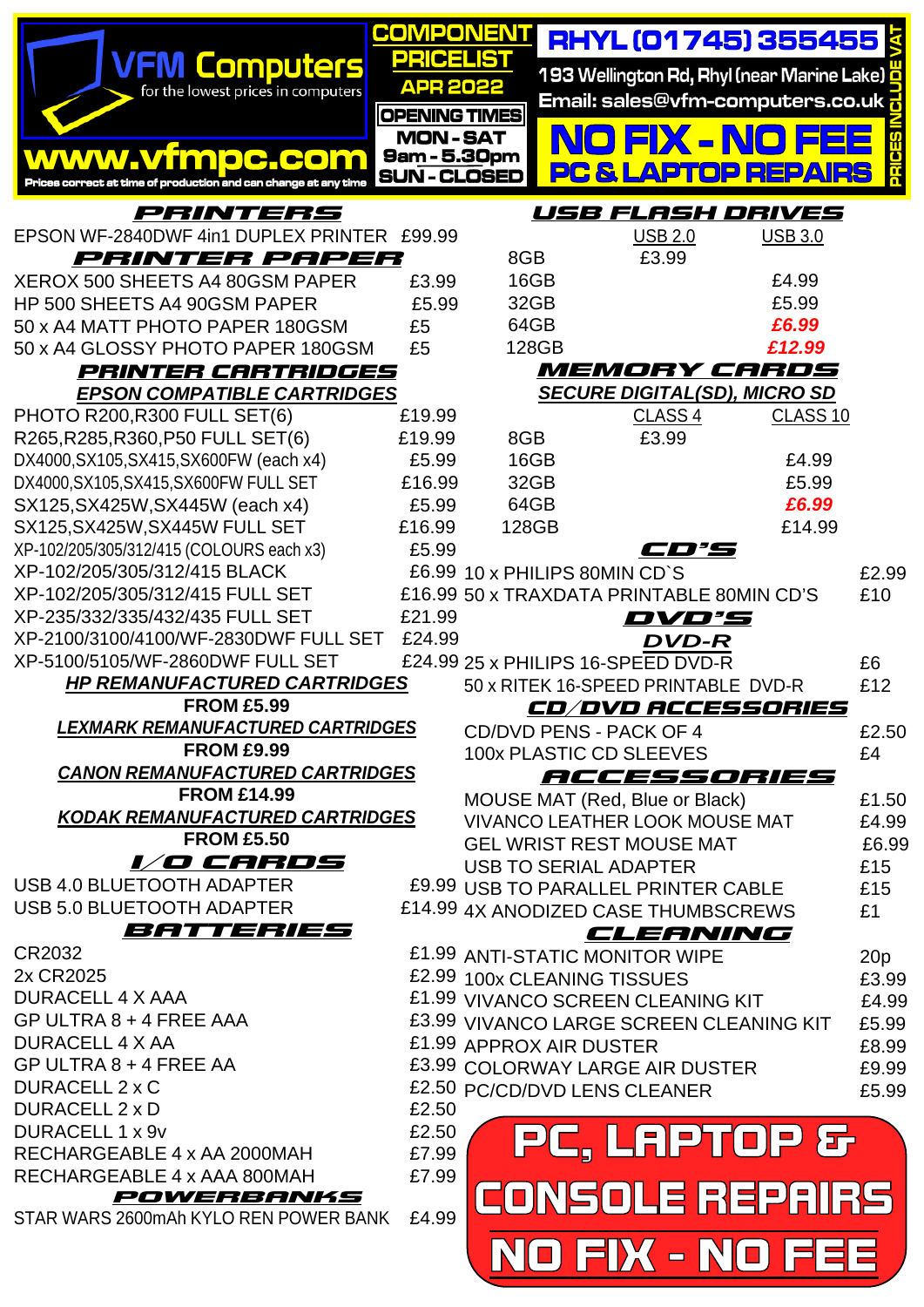# VFM Computers

for the lowest prices in computers

**www.vfmpc.com**

Prices correct at time of production and can change at any time

**COMPONENT PRICELIST APR 2022**

**OPENING TIMES**
MON - SAT
9am - 5.30pm
SUN - CLOSED

**RHYL (01745) 355455**

193 Wellington Rd, Rhyl (near Marine Lake)
Email: sales@vfm-computers.co.uk

**NO FIX - NO FEE PC & LAPTOP REPAIRS**

PRICES INCLUDE VAT

## PRINTERS

| | |
|---|---|
| EPSON WF-2840DWF 4in1 DUPLEX PRINTER | £99.99 |

## PRINTER PAPER

| | |
|---|---|
| XEROX 500 SHEETS A4 80GSM PAPER | £3.99 |
| HP 500 SHEETS A4 90GSM PAPER | £5.99 |
| 50 x A4 MATT PHOTO PAPER 180GSM | £5 |
| 50 x A4 GLOSSY PHOTO PAPER 180GSM | £5 |

## PRINTER CARTRIDGES

### EPSON COMPATIBLE CARTRIDGES

| | |
|---|---|
| PHOTO R200,R300 FULL SET(6) | £19.99 |
| R265,R285,R360,P50 FULL SET(6) | £19.99 |
| DX4000,SX105,SX415,SX600FW (each x4) | £5.99 |
| DX4000,SX105,SX415,SX600FW FULL SET | £16.99 |
| SX125,SX425W,SX445W (each x4) | £5.99 |
| SX125,SX425W,SX445W FULL SET | £16.99 |
| XP-102/205/305/312/415 (COLOURS each x3) | £5.99 |
| XP-102/205/305/312/415 BLACK | £6.99 |
| XP-102/205/305/312/415 FULL SET | £16.99 |
| XP-235/332/335/432/435 FULL SET | £21.99 |
| XP-2100/3100/4100/WF-2830DWF FULL SET | £24.99 |
| XP-5100/5105/WF-2860DWF FULL SET | £24.99 |

### HP REMANUFACTURED CARTRIDGES

**FROM £5.99**

### LEXMARK REMANUFACTURED CARTRIDGES

**FROM £9.99**

### CANON REMANUFACTURED CARTRIDGES

**FROM £14.99**

### KODAK REMANUFACTURED CARTRIDGES

**FROM £5.50**

## I/O CARDS

| | |
|---|---|
| USB 4.0 BLUETOOTH ADAPTER | £9.99 |
| USB 5.0 BLUETOOTH ADAPTER | £14.99 |

## BATTERIES

| | |
|---|---|
| CR2032 | £1.99 |
| 2x CR2025 | £2.99 |
| DURACELL 4 X AAA | £1.99 |
| GP ULTRA 8 + 4 FREE AAA | £3.99 |
| DURACELL 4 X AA | £1.99 |
| GP ULTRA 8 + 4 FREE AA | £3.99 |
| DURACELL 2 x C | £2.50 |
| DURACELL 2 x D | £2.50 |
| DURACELL 1 x 9v | £2.50 |
| RECHARGEABLE 4 x AA 2000MAH | £7.99 |
| RECHARGEABLE 4 x AAA 800MAH | £7.99 |

## POWERBANKS

| | |
|---|---|
| STAR WARS 2600mAh KYLO REN POWER BANK | £4.99 |

## USB FLASH DRIVES

| | USB 2.0 | USB 3.0 |
|---|---|---|
| 8GB | £3.99 | |
| 16GB | | £4.99 |
| 32GB | | £5.99 |
| 64GB | | *£6.99* |
| 128GB | | *£12.99* |

## MEMORY CARDS

### SECURE DIGITAL(SD), MICRO SD

| | CLASS 4 | CLASS 10 |
|---|---|---|
| 8GB | £3.99 | |
| 16GB | | £4.99 |
| 32GB | | £5.99 |
| 64GB | | *£6.99* |
| 128GB | | £14.99 |

## CD'S

| | |
|---|---|
| 10 x PHILIPS 80MIN CD`S | £2.99 |
| 50 x TRAXDATA PRINTABLE 80MIN CD'S | £10 |

## DVD'S

### DVD-R

| | |
|---|---|
| 25 x PHILIPS 16-SPEED DVD-R | £6 |
| 50 x RITEK 16-SPEED PRINTABLE DVD-R | £12 |

## CD/DVD ACCESSORIES

| | |
|---|---|
| CD/DVD PENS - PACK OF 4 | £2.50 |
| 100x PLASTIC CD SLEEVES | £4 |

## ACCESSORIES

| | |
|---|---|
| MOUSE MAT (Red, Blue or Black) | £1.50 |
| VIVANCO LEATHER LOOK MOUSE MAT | £4.99 |
| GEL WRIST REST MOUSE MAT | £6.99 |
| USB TO SERIAL ADAPTER | £15 |
| USB TO PARALLEL PRINTER CABLE | £15 |
| 4X ANODIZED CASE THUMBSCREWS | £1 |

## CLEANING

| | |
|---|---|
| ANTI-STATIC MONITOR WIPE | 20p |
| 100x CLEANING TISSUES | £3.99 |
| VIVANCO SCREEN CLEANING KIT | £4.99 |
| VIVANCO LARGE SCREEN CLEANING KIT | £5.99 |
| APPROX AIR DUSTER | £8.99 |
| COLORWAY LARGE AIR DUSTER | £9.99 |
| PC/CD/DVD LENS CLEANER | £5.99 |

**PC, LAPTOP & CONSOLE REPAIRS**

**NO FIX - NO FEE**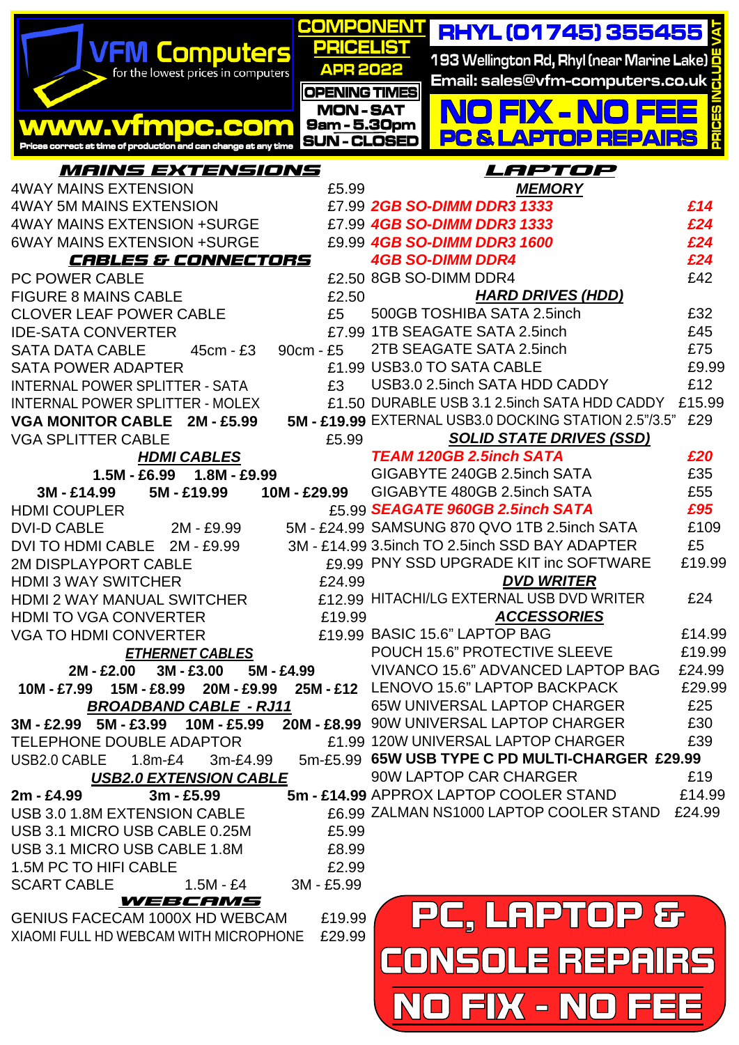# VFM Computers

for the lowest prices in computers

**www.vfmpc.com**

Prices correct at time of production and can change at any time

**COMPONENT PRICELIST**
**APR 2022**

**OPENING TIMES**
MON - SAT
9am - 5.30pm
SUN - CLOSED

**RHYL (01745) 355455**

193 Wellington Rd, Rhyl (near Marine Lake)
Email: sales@vfm-computers.co.uk

**NO FIX - NO FEE**
**PC & LAPTOP REPAIRS**

PRICES INCLUDE VAT

## MAINS EXTENSIONS

| | |
|---|---|
| 4WAY MAINS EXTENSION | £5.99 |
| 4WAY 5M MAINS EXTENSION | £7.99 |
| 4WAY MAINS EXTENSION +SURGE | £7.99 |
| 6WAY MAINS EXTENSION +SURGE | £9.99 |

## CABLES & CONNECTORS

| | |
|---|---|
| PC POWER CABLE | £2.50 |
| FIGURE 8 MAINS CABLE | £2.50 |
| CLOVER LEAF POWER CABLE | £5 |
| IDE-SATA CONVERTER | £7.99 |
| SATA DATA CABLE | 45cm - £3 90cm - £5 |
| SATA POWER ADAPTER | £1.99 |
| INTERNAL POWER SPLITTER - SATA | £3 |
| INTERNAL POWER SPLITTER - MOLEX | £1.50 |
| **VGA MONITOR CABLE** | **2M - £5.99 5M - £19.99** |
| VGA SPLITTER CABLE | £5.99 |

### HDMI CABLES

**1.5M - £6.99 1.8M - £9.99**
**3M - £14.99 5M - £19.99 10M - £29.99**

| | |
|---|---|
| HDMI COUPLER | £5.99 |
| DVI-D CABLE | 2M - £9.99 5M - £24.99 |
| DVI TO HDMI CABLE | 2M - £9.99 3M - £14.99 |
| 2M DISPLAYPORT CABLE | £9.99 |
| HDMI 3 WAY SWITCHER | £24.99 |
| HDMI 2 WAY MANUAL SWITCHER | £12.99 |
| HDMI TO VGA CONVERTER | £19.99 |
| VGA TO HDMI CONVERTER | £19.99 |

### ETHERNET CABLES

**2M - £2.00 3M - £3.00 5M - £4.99**
**10M - £7.99 15M - £8.99 20M - £9.99 25M - £12**

### BROADBAND CABLE - RJ11

**3M - £2.99 5M - £3.99 10M - £5.99 20M - £8.99**

| | |
|---|---|
| TELEPHONE DOUBLE ADAPTOR | £1.99 |
| USB2.0 CABLE | 1.8m-£4 3m-£4.99 5m-£5.99 |

### USB2.0 EXTENSION CABLE

**2m - £4.99 3m - £5.99 5m - £14.99**

| | |
|---|---|
| USB 3.0 1.8M EXTENSION CABLE | £6.99 |
| USB 3.1 MICRO USB CABLE 0.25M | £5.99 |
| USB 3.1 MICRO USB CABLE 1.8M | £8.99 |
| 1.5M PC TO HIFI CABLE | £2.99 |
| SCART CABLE | 1.5M - £4 3M - £5.99 |

## WEBCAMS

| | |
|---|---|
| GENIUS FACECAM 1000X HD WEBCAM | £19.99 |
| XIAOMI FULL HD WEBCAM WITH MICROPHONE | £29.99 |

## LAPTOP

### MEMORY

| | |
|---|---|
| **2GB SO-DIMM DDR3 1333** | **£14** |
| **4GB SO-DIMM DDR3 1333** | **£24** |
| **4GB SO-DIMM DDR3 1600** | **£24** |
| **4GB SO-DIMM DDR4** | **£24** |
| 8GB SO-DIMM DDR4 | £42 |

### HARD DRIVES (HDD)

| | |
|---|---|
| 500GB TOSHIBA SATA 2.5inch | £32 |
| 1TB SEAGATE SATA 2.5inch | £45 |
| 2TB SEAGATE SATA 2.5inch | £75 |
| USB3.0 TO SATA CABLE | £9.99 |
| USB3.0 2.5inch SATA HDD CADDY | £12 |
| DURABLE USB 3.1 2.5inch SATA HDD CADDY | £15.99 |
| EXTERNAL USB3.0 DOCKING STATION 2.5"/3.5" | £29 |

### SOLID STATE DRIVES (SSD)

| | |
|---|---|
| **TEAM 120GB 2.5inch SATA** | **£20** |
| GIGABYTE 240GB 2.5inch SATA | £35 |
| GIGABYTE 480GB 2.5inch SATA | £55 |
| **SEAGATE 960GB 2.5inch SATA** | **£95** |
| SAMSUNG 870 QVO 1TB 2.5inch SATA | £109 |
| 3.5inch TO 2.5inch SSD BAY ADAPTER | £5 |
| PNY SSD UPGRADE KIT inc SOFTWARE | £19.99 |

### DVD WRITER

| | |
|---|---|
| HITACHI/LG EXTERNAL USB DVD WRITER | £24 |

### ACCESSORIES

| | |
|---|---|
| BASIC 15.6" LAPTOP BAG | £14.99 |
| POUCH 15.6" PROTECTIVE SLEEVE | £19.99 |
| VIVANCO 15.6" ADVANCED LAPTOP BAG | £24.99 |
| LENOVO 15.6" LAPTOP BACKPACK | £29.99 |
| 65W UNIVERSAL LAPTOP CHARGER | £25 |
| 90W UNIVERSAL LAPTOP CHARGER | £30 |
| 120W UNIVERSAL LAPTOP CHARGER | £39 |
| **65W USB TYPE C PD MULTI-CHARGER** | **£29.99** |
| 90W LAPTOP CAR CHARGER | £19 |
| APPROX LAPTOP COOLER STAND | £14.99 |
| ZALMAN NS1000 LAPTOP COOLER STAND | £24.99 |

**PC, LAPTOP & CONSOLE REPAIRS**
**NO FIX - NO FEE**